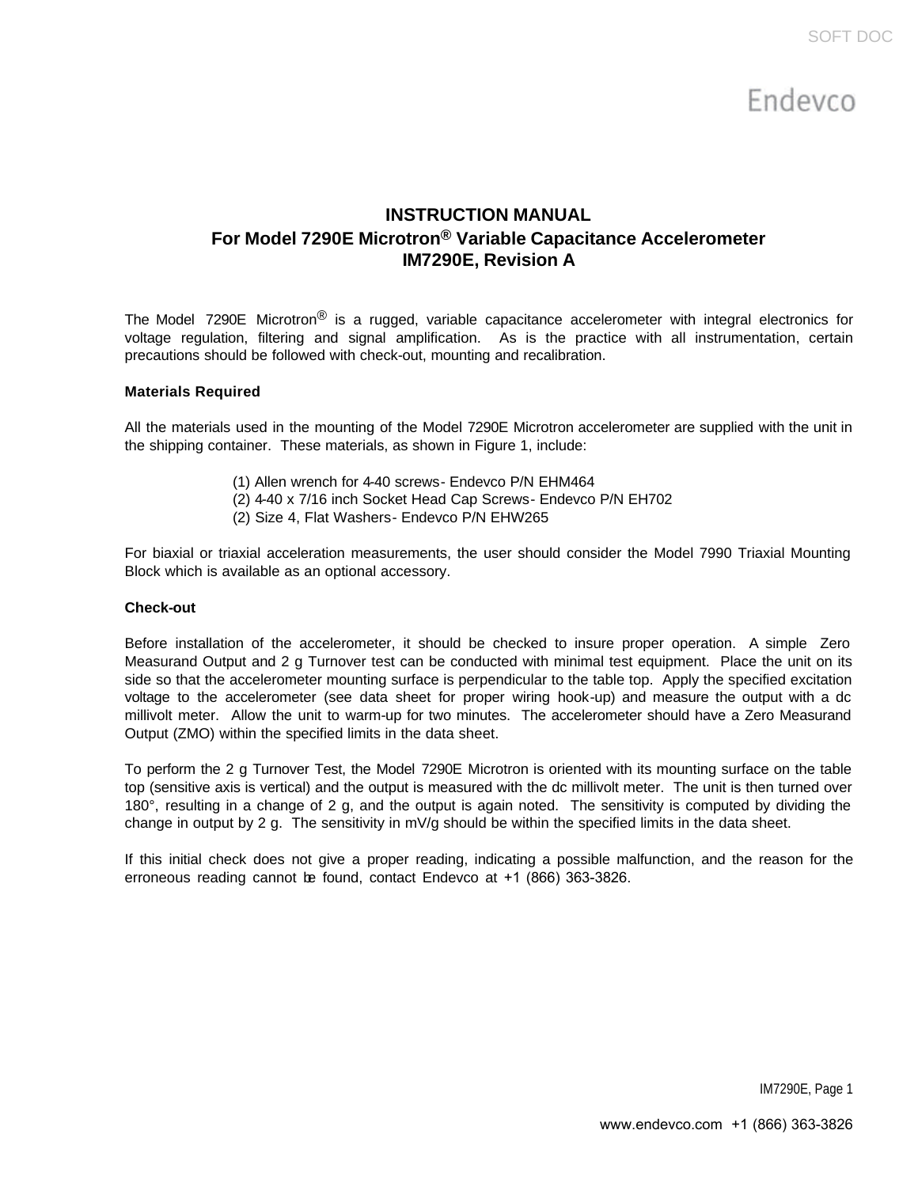# INSTRUCTION MANUAL
## For Model 7290E Microtron® Variable Capacitance Accelerometer
## IM7290E, Revision A

The Model 7290E Microtron® is a rugged, variable capacitance accelerometer with integral electronics for voltage regulation, filtering and signal amplification. As is the practice with all instrumentation, certain precautions should be followed with check-out, mounting and recalibration.

**Materials Required**

All the materials used in the mounting of the Model 7290E Microtron accelerometer are supplied with the unit in the shipping container. These materials, as shown in Figure 1, include:

(1) Allen wrench for 4-40 screws- Endevco P/N EHM464
(2) 4-40 x 7/16 inch Socket Head Cap Screws- Endevco P/N EH702
(2) Size 4, Flat Washers- Endevco P/N EHW265

For biaxial or triaxial acceleration measurements, the user should consider the Model 7990 Triaxial Mounting Block which is available as an optional accessory.

**Check-out**

Before installation of the accelerometer, it should be checked to insure proper operation. A simple Zero Measurand Output and 2 g Turnover test can be conducted with minimal test equipment. Place the unit on its side so that the accelerometer mounting surface is perpendicular to the table top. Apply the specified excitation voltage to the accelerometer (see data sheet for proper wiring hook-up) and measure the output with a dc millivolt meter. Allow the unit to warm-up for two minutes. The accelerometer should have a Zero Measurand Output (ZMO) within the specified limits in the data sheet.

To perform the 2 g Turnover Test, the Model 7290E Microtron is oriented with its mounting surface on the table top (sensitive axis is vertical) and the output is measured with the dc millivolt meter. The unit is then turned over 180°, resulting in a change of 2 g, and the output is again noted. The sensitivity is computed by dividing the change in output by 2 g. The sensitivity in mV/g should be within the specified limits in the data sheet.

If this initial check does not give a proper reading, indicating a possible malfunction, and the reason for the erroneous reading cannot be found, contact Endevco at +1 (866) 363-3826.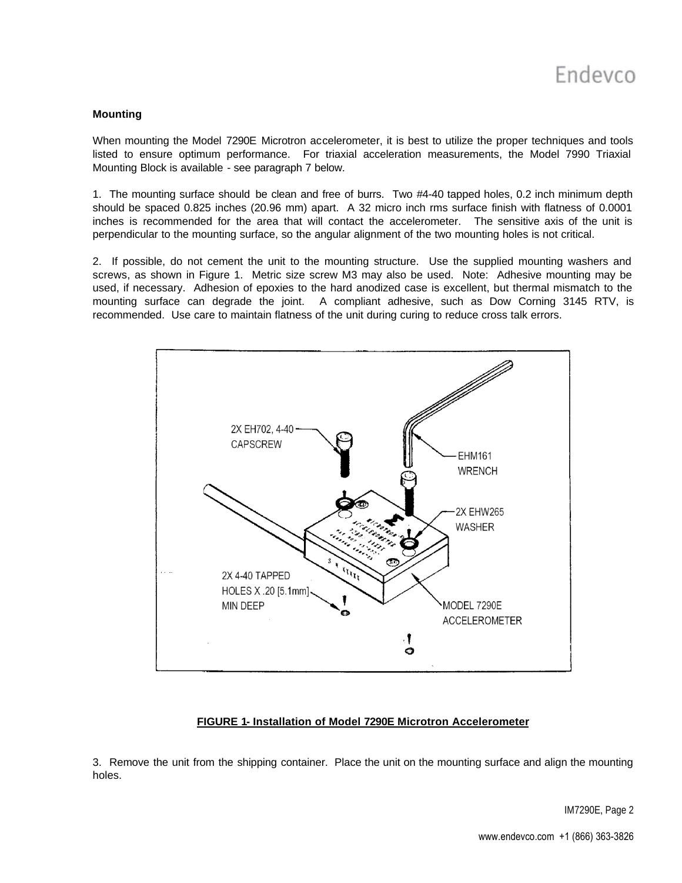## Mounting

When mounting the Model 7290E Microtron accelerometer, it is best to utilize the proper techniques and tools listed to ensure optimum performance. For triaxial acceleration measurements, the Model 7990 Triaxial Mounting Block is available - see paragraph 7 below.

1. The mounting surface should be clean and free of burrs. Two #4-40 tapped holes, 0.2 inch minimum depth should be spaced 0.825 inches (20.96 mm) apart. A 32 micro inch rms surface finish with flatness of 0.0001 inches is recommended for the area that will contact the accelerometer. The sensitive axis of the unit is perpendicular to the mounting surface, so the angular alignment of the two mounting holes is not critical.

2. If possible, do not cement the unit to the mounting structure. Use the supplied mounting washers and screws, as shown in Figure 1. Metric size screw M3 may also be used. Note: Adhesive mounting may be used, if necessary. Adhesion of epoxies to the hard anodized case is excellent, but thermal mismatch to the mounting surface can degrade the joint. A compliant adhesive, such as Dow Corning 3145 RTV, is recommended. Use care to maintain flatness of the unit during curing to reduce cross talk errors.

2X EH702, 4-40 CAPSCREW

EHM161 WRENCH

2X EHW265 WASHER

2X 4-40 TAPPED HOLES X .20 [5.1mm] MIN DEEP

MODEL 7290E ACCELEROMETER

**FIGURE 1- Installation of Model 7290E Microtron Accelerometer**

3. Remove the unit from the shipping container. Place the unit on the mounting surface and align the mounting holes.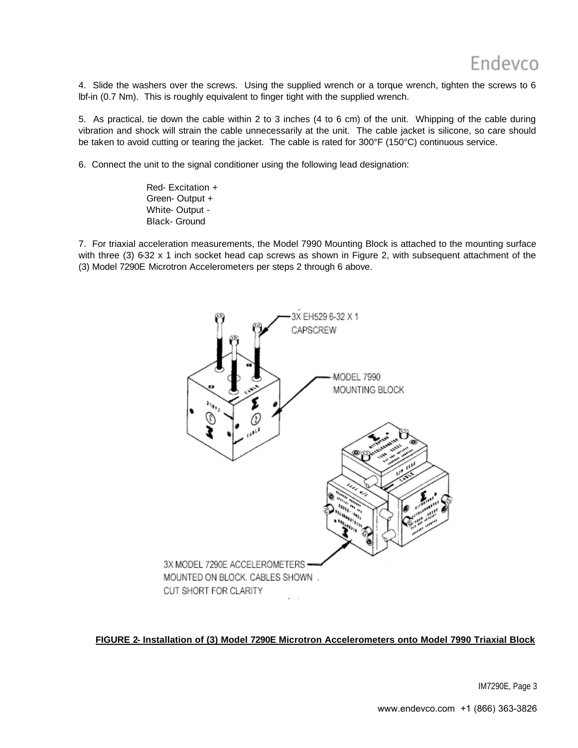4. Slide the washers over the screws. Using the supplied wrench or a torque wrench, tighten the screws to 6 lbf-in (0.7 Nm). This is roughly equivalent to finger tight with the supplied wrench.

5. As practical, tie down the cable within 2 to 3 inches (4 to 6 cm) of the unit. Whipping of the cable during vibration and shock will strain the cable unnecessarily at the unit. The cable jacket is silicone, so care should be taken to avoid cutting or tearing the jacket. The cable is rated for 300°F (150°C) continuous service.

6. Connect the unit to the signal conditioner using the following lead designation:

Red- Excitation +
Green- Output +
White- Output -
Black- Ground

7. For triaxial acceleration measurements, the Model 7990 Mounting Block is attached to the mounting surface with three (3) 6-32 x 1 inch socket head cap screws as shown in Figure 2, with subsequent attachment of the (3) Model 7290E Microtron Accelerometers per steps 2 through 6 above.

3X EH529 6-32 X 1 CAPSCREW

MODEL 7990 MOUNTING BLOCK

3X MODEL 7290E ACCELEROMETERS MOUNTED ON BLOCK. CABLES SHOWN CUT SHORT FOR CLARITY

**FIGURE 2- Installation of (3) Model 7290E Microtron Accelerometers onto Model 7990 Triaxial Block**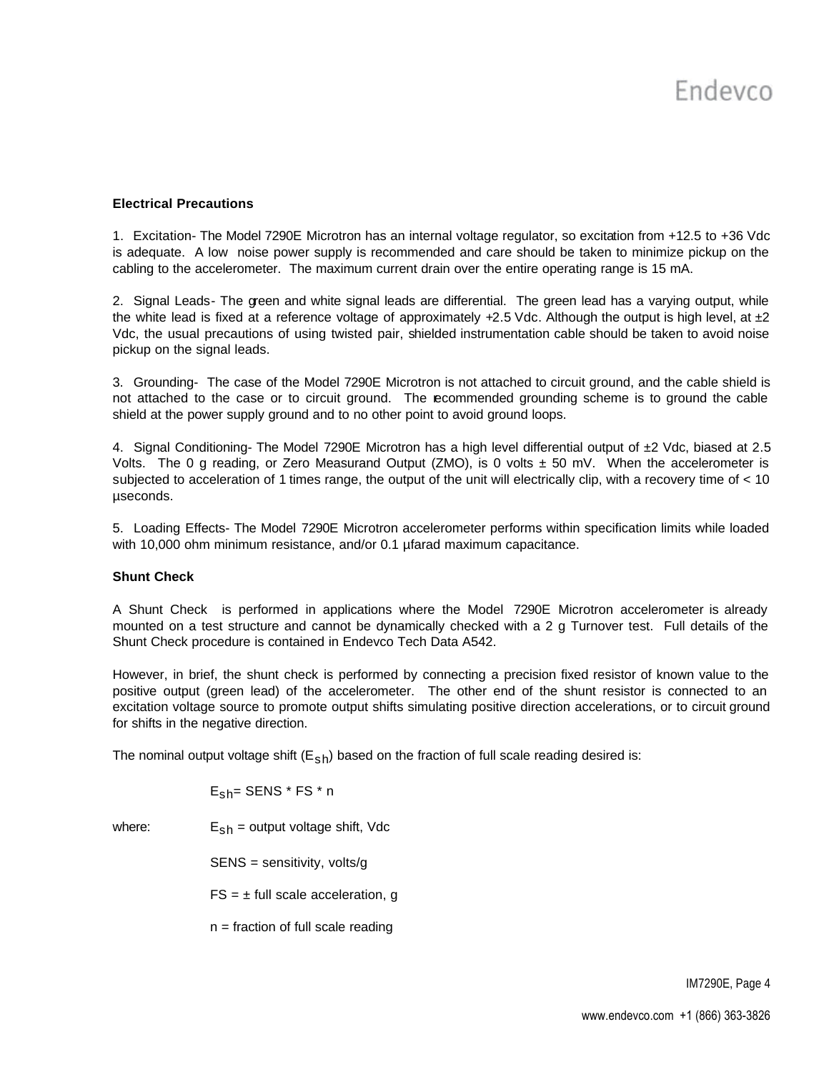**Electrical Precautions**

1. Excitation- The Model 7290E Microtron has an internal voltage regulator, so excitation from +12.5 to +36 Vdc is adequate. A low noise power supply is recommended and care should be taken to minimize pickup on the cabling to the accelerometer. The maximum current drain over the entire operating range is 15 mA.

2. Signal Leads- The green and white signal leads are differential. The green lead has a varying output, while the white lead is fixed at a reference voltage of approximately +2.5 Vdc. Although the output is high level, at ±2 Vdc, the usual precautions of using twisted pair, shielded instrumentation cable should be taken to avoid noise pickup on the signal leads.

3. Grounding- The case of the Model 7290E Microtron is not attached to circuit ground, and the cable shield is not attached to the case or to circuit ground. The recommended grounding scheme is to ground the cable shield at the power supply ground and to no other point to avoid ground loops.

4. Signal Conditioning- The Model 7290E Microtron has a high level differential output of ±2 Vdc, biased at 2.5 Volts. The 0 g reading, or Zero Measurand Output (ZMO), is 0 volts ± 50 mV. When the accelerometer is subjected to acceleration of 1 times range, the output of the unit will electrically clip, with a recovery time of < 10 µseconds.

5. Loading Effects- The Model 7290E Microtron accelerometer performs within specification limits while loaded with 10,000 ohm minimum resistance, and/or 0.1 µfarad maximum capacitance.

**Shunt Check**

A Shunt Check is performed in applications where the Model 7290E Microtron accelerometer is already mounted on a test structure and cannot be dynamically checked with a 2 g Turnover test. Full details of the Shunt Check procedure is contained in Endevco Tech Data A542.

However, in brief, the shunt check is performed by connecting a precision fixed resistor of known value to the positive output (green lead) of the accelerometer. The other end of the shunt resistor is connected to an excitation voltage source to promote output shifts simulating positive direction accelerations, or to circuit ground for shifts in the negative direction.

The nominal output voltage shift ($E_{sh}$) based on the fraction of full scale reading desired is:

$$E_{sh} = SENS * FS * n$$

where:

$E_{sh}$ = output voltage shift, Vdc

SENS = sensitivity, volts/g

FS = ± full scale acceleration, g

n = fraction of full scale reading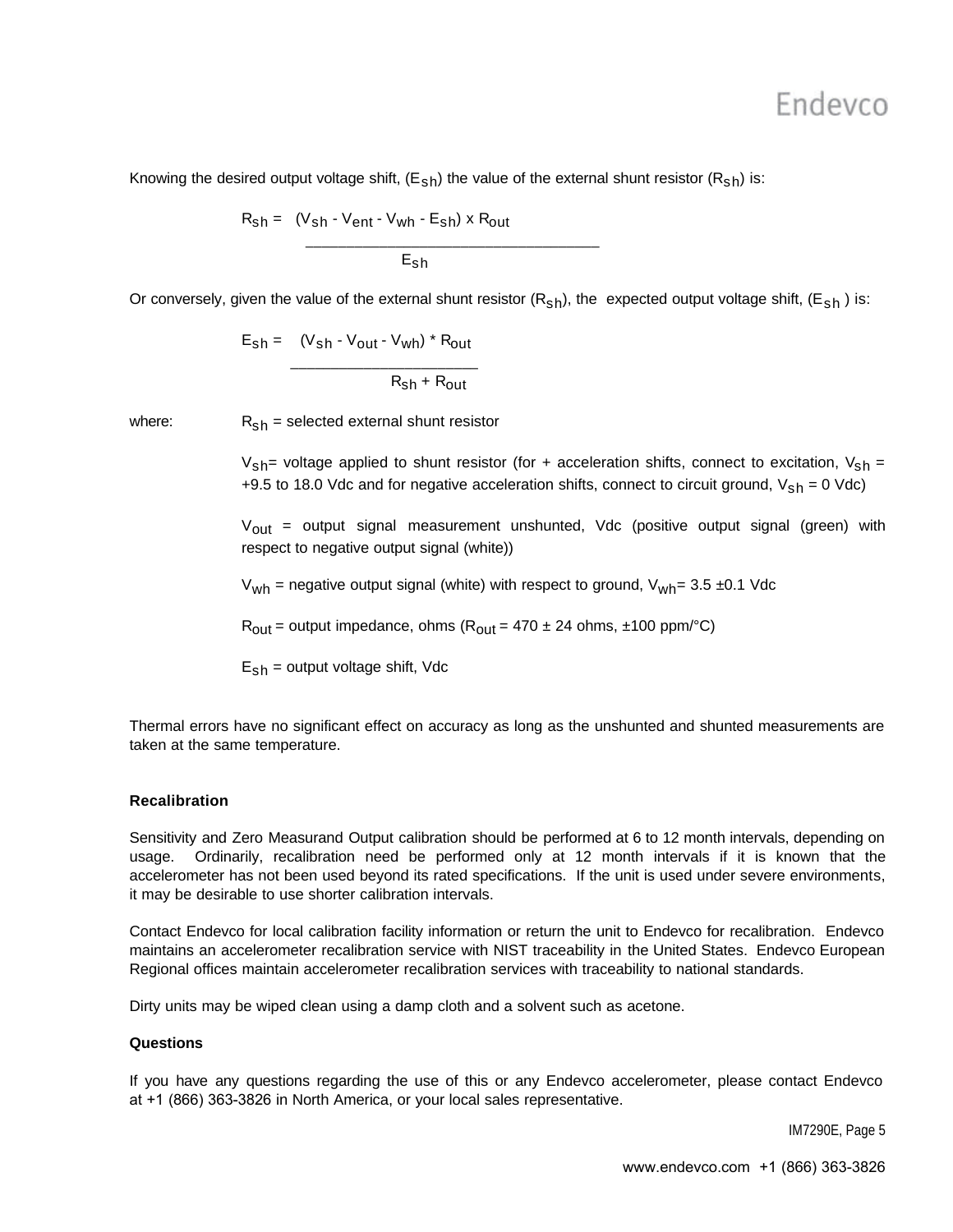Knowing the desired output voltage shift, ($E_{sh}$) the value of the external shunt resistor ($R_{sh}$) is:

$$R_{sh} = \frac{(V_{sh} - V_{ent} - V_{wh} - E_{sh}) \times R_{out}}{E_{sh}}$$

Or conversely, given the value of the external shunt resistor ($R_{sh}$), the expected output voltage shift, ($E_{sh}$ ) is:

$$E_{sh} = \frac{(V_{sh} - V_{out} - V_{wh}) * R_{out}}{R_{sh} + R_{out}}$$

where:

$R_{sh}$ = selected external shunt resistor

$V_{sh}$= voltage applied to shunt resistor (for + acceleration shifts, connect to excitation, $V_{sh}$ = +9.5 to 18.0 Vdc and for negative acceleration shifts, connect to circuit ground, $V_{sh}$ = 0 Vdc)

$V_{out}$ = output signal measurement unshunted, Vdc (positive output signal (green) with respect to negative output signal (white))

$V_{wh}$ = negative output signal (white) with respect to ground, $V_{wh}$= 3.5 ±0.1 Vdc

$R_{out}$ = output impedance, ohms ($R_{out}$ = 470 ± 24 ohms, ±100 ppm/°C)

$E_{sh}$ = output voltage shift, Vdc

Thermal errors have no significant effect on accuracy as long as the unshunted and shunted measurements are taken at the same temperature.

**Recalibration**

Sensitivity and Zero Measurand Output calibration should be performed at 6 to 12 month intervals, depending on usage. Ordinarily, recalibration need be performed only at 12 month intervals if it is known that the accelerometer has not been used beyond its rated specifications. If the unit is used under severe environments, it may be desirable to use shorter calibration intervals.

Contact Endevco for local calibration facility information or return the unit to Endevco for recalibration. Endevco maintains an accelerometer recalibration service with NIST traceability in the United States. Endevco European Regional offices maintain accelerometer recalibration services with traceability to national standards.

Dirty units may be wiped clean using a damp cloth and a solvent such as acetone.

**Questions**

If you have any questions regarding the use of this or any Endevco accelerometer, please contact Endevco at +1 (866) 363-3826 in North America, or your local sales representative.